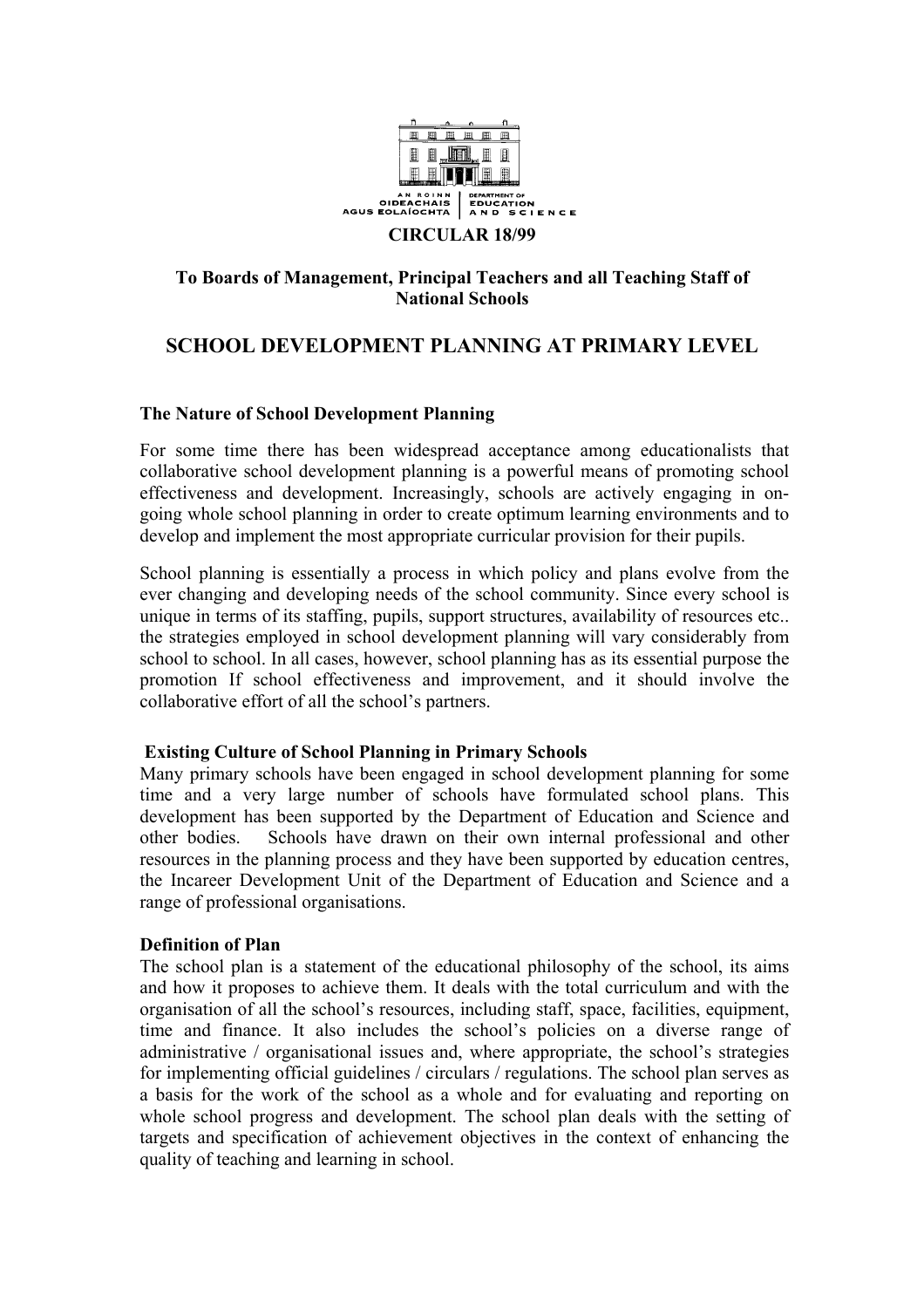AN ROINN OIDEACHAIS AGUS EOLAÍOCHTA | DEPARTMENT OF EDUCATION AND SCIENCE

**CIRCULAR 18/99**

**To Boards of Management, Principal Teachers and all Teaching Staff of National Schools**

# SCHOOL DEVELOPMENT PLANNING AT PRIMARY LEVEL

### The Nature of School Development Planning

For some time there has been widespread acceptance among educationalists that collaborative school development planning is a powerful means of promoting school effectiveness and development. Increasingly, schools are actively engaging in on-going whole school planning in order to create optimum learning environments and to develop and implement the most appropriate curricular provision for their pupils.

School planning is essentially a process in which policy and plans evolve from the ever changing and developing needs of the school community. Since every school is unique in terms of its staffing, pupils, support structures, availability of resources etc.. the strategies employed in school development planning will vary considerably from school to school. In all cases, however, school planning has as its essential purpose the promotion If school effectiveness and improvement, and it should involve the collaborative effort of all the school's partners.

### Existing Culture of School Planning in Primary Schools

Many primary schools have been engaged in school development planning for some time and a very large number of schools have formulated school plans. This development has been supported by the Department of Education and Science and other bodies. Schools have drawn on their own internal professional and other resources in the planning process and they have been supported by education centres, the Incareer Development Unit of the Department of Education and Science and a range of professional organisations.

### Definition of Plan

The school plan is a statement of the educational philosophy of the school, its aims and how it proposes to achieve them. It deals with the total curriculum and with the organisation of all the school's resources, including staff, space, facilities, equipment, time and finance. It also includes the school's policies on a diverse range of administrative / organisational issues and, where appropriate, the school's strategies for implementing official guidelines / circulars / regulations. The school plan serves as a basis for the work of the school as a whole and for evaluating and reporting on whole school progress and development. The school plan deals with the setting of targets and specification of achievement objectives in the context of enhancing the quality of teaching and learning in school.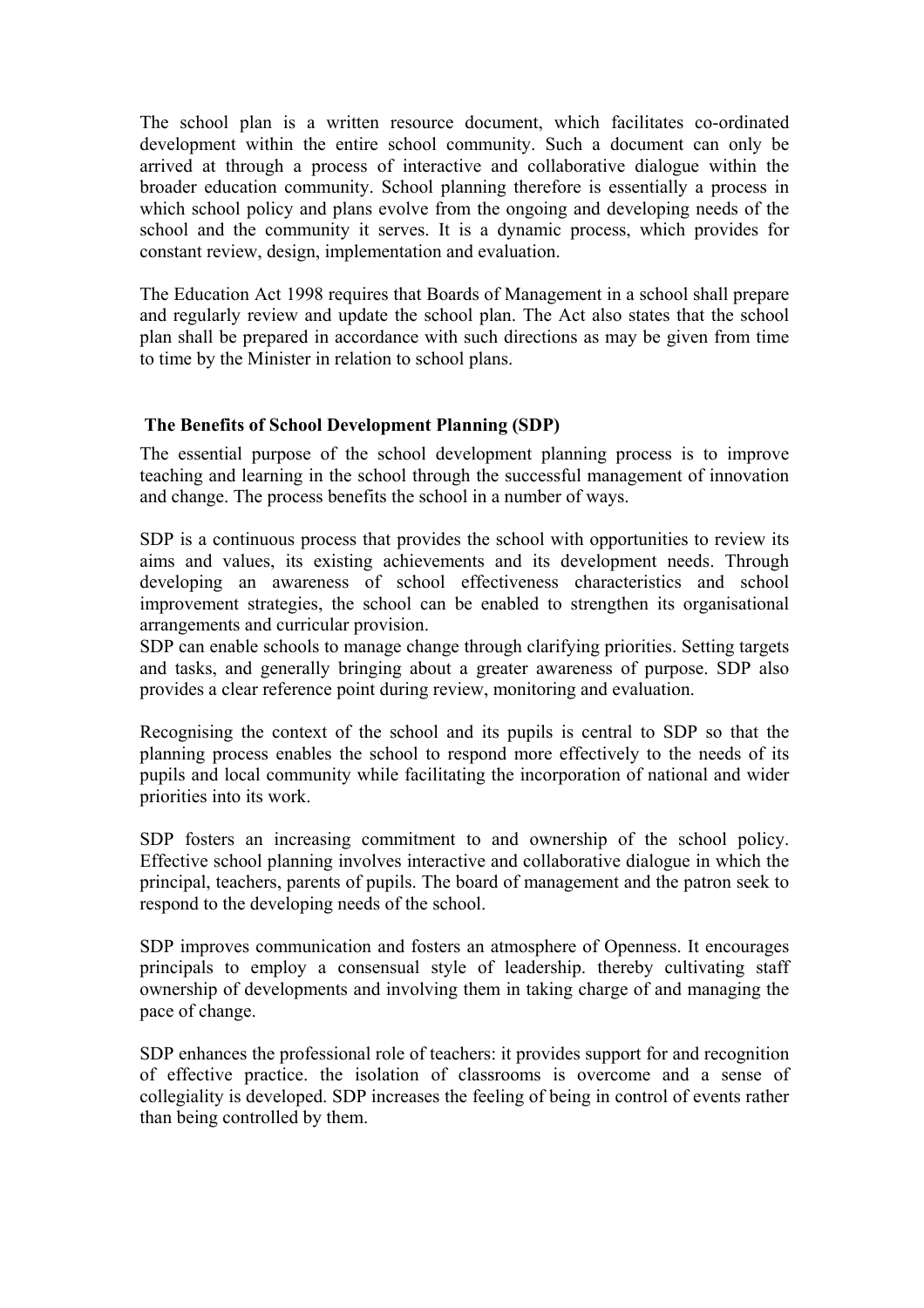The school plan is a written resource document, which facilitates co-ordinated development within the entire school community. Such a document can only be arrived at through a process of interactive and collaborative dialogue within the broader education community. School planning therefore is essentially a process in which school policy and plans evolve from the ongoing and developing needs of the school and the community it serves. It is a dynamic process, which provides for constant review, design, implementation and evaluation.

The Education Act 1998 requires that Boards of Management in a school shall prepare and regularly review and update the school plan. The Act also states that the school plan shall be prepared in accordance with such directions as may be given from time to time by the Minister in relation to school plans.

## The Benefits of School Development Planning (SDP)

The essential purpose of the school development planning process is to improve teaching and learning in the school through the successful management of innovation and change. The process benefits the school in a number of ways.

SDP is a continuous process that provides the school with opportunities to review its aims and values, its existing achievements and its development needs. Through developing an awareness of school effectiveness characteristics and school improvement strategies, the school can be enabled to strengthen its organisational arrangements and curricular provision.
SDP can enable schools to manage change through clarifying priorities. Setting targets and tasks, and generally bringing about a greater awareness of purpose. SDP also provides a clear reference point during review, monitoring and evaluation.

Recognising the context of the school and its pupils is central to SDP so that the planning process enables the school to respond more effectively to the needs of its pupils and local community while facilitating the incorporation of national and wider priorities into its work.

SDP fosters an increasing commitment to and ownership of the school policy. Effective school planning involves interactive and collaborative dialogue in which the principal, teachers, parents of pupils. The board of management and the patron seek to respond to the developing needs of the school.

SDP improves communication and fosters an atmosphere of Openness. It encourages principals to employ a consensual style of leadership. thereby cultivating staff ownership of developments and involving them in taking charge of and managing the pace of change.

SDP enhances the professional role of teachers: it provides support for and recognition of effective practice. the isolation of classrooms is overcome and a sense of collegiality is developed. SDP increases the feeling of being in control of events rather than being controlled by them.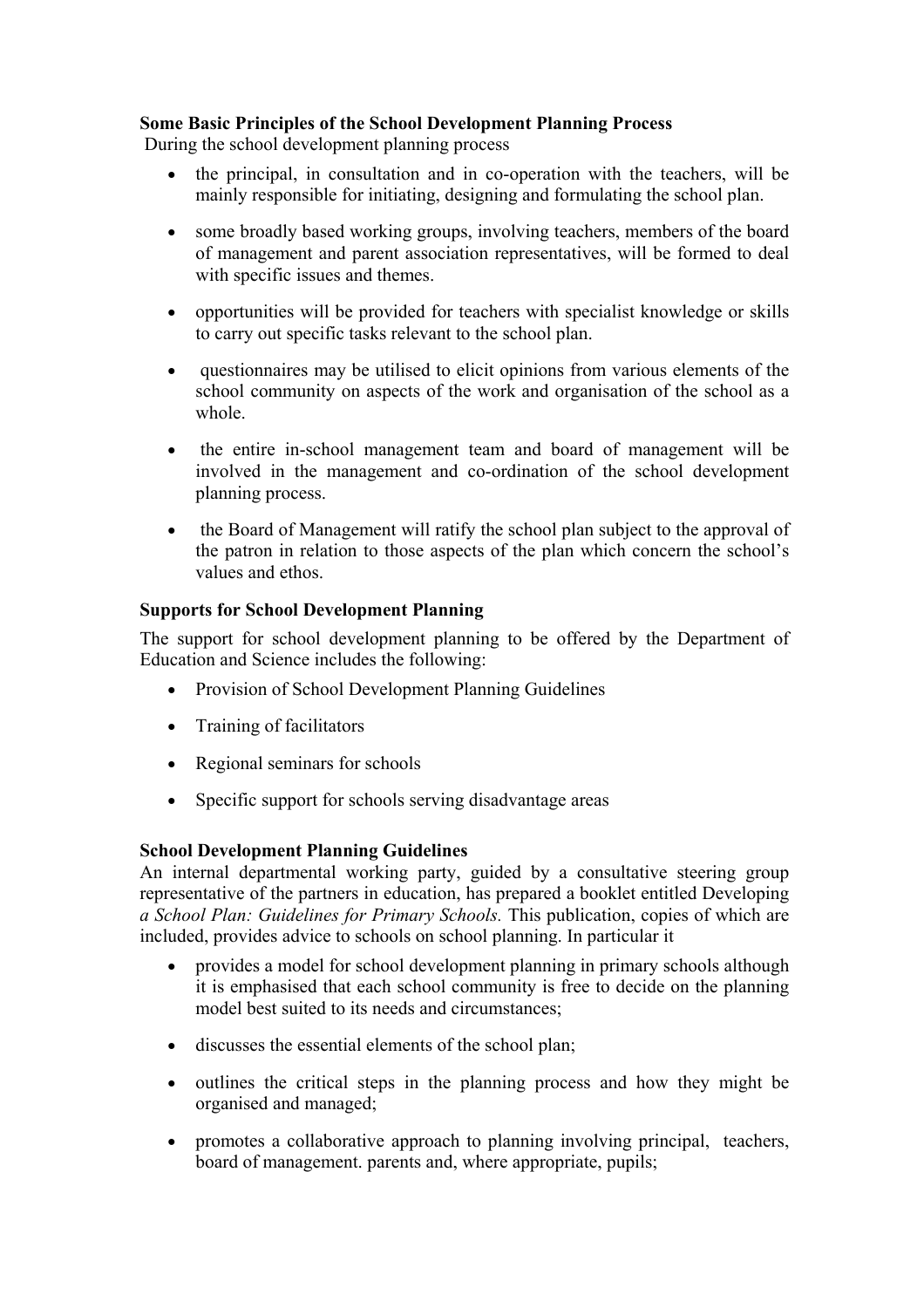**Some Basic Principles of the School Development Planning Process**

During the school development planning process

- the principal, in consultation and in co-operation with the teachers, will be mainly responsible for initiating, designing and formulating the school plan.
- some broadly based working groups, involving teachers, members of the board of management and parent association representatives, will be formed to deal with specific issues and themes.
- opportunities will be provided for teachers with specialist knowledge or skills to carry out specific tasks relevant to the school plan.
- questionnaires may be utilised to elicit opinions from various elements of the school community on aspects of the work and organisation of the school as a whole.
- the entire in-school management team and board of management will be involved in the management and co-ordination of the school development planning process.
- the Board of Management will ratify the school plan subject to the approval of the patron in relation to those aspects of the plan which concern the school's values and ethos.

**Supports for School Development Planning**

The support for school development planning to be offered by the Department of Education and Science includes the following:

- Provision of School Development Planning Guidelines
- Training of facilitators
- Regional seminars for schools
- Specific support for schools serving disadvantage areas

**School Development Planning Guidelines**

An internal departmental working party, guided by a consultative steering group representative of the partners in education, has prepared a booklet entitled Developing *a School Plan: Guidelines for Primary Schools.* This publication, copies of which are included, provides advice to schools on school planning. In particular it

- provides a model for school development planning in primary schools although it is emphasised that each school community is free to decide on the planning model best suited to its needs and circumstances;
- discusses the essential elements of the school plan;
- outlines the critical steps in the planning process and how they might be organised and managed;
- promotes a collaborative approach to planning involving principal, teachers, board of management. parents and, where appropriate, pupils;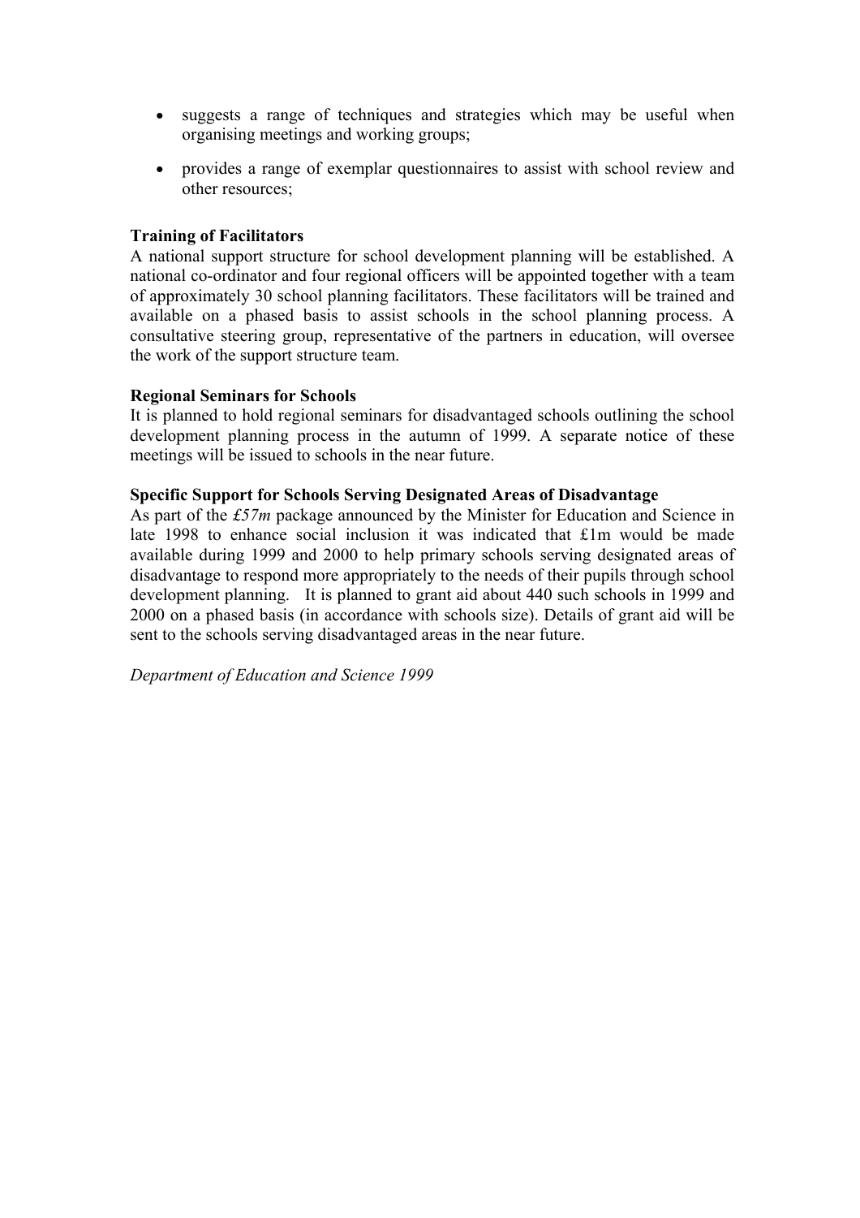- suggests a range of techniques and strategies which may be useful when organising meetings and working groups;
- provides a range of exemplar questionnaires to assist with school review and other resources;

**Training of Facilitators**

A national support structure for school development planning will be established. A national co-ordinator and four regional officers will be appointed together with a team of approximately 30 school planning facilitators. These facilitators will be trained and available on a phased basis to assist schools in the school planning process. A consultative steering group, representative of the partners in education, will oversee the work of the support structure team.

**Regional Seminars for Schools**

It is planned to hold regional seminars for disadvantaged schools outlining the school development planning process in the autumn of 1999. A separate notice of these meetings will be issued to schools in the near future.

**Specific Support for Schools Serving Designated Areas of Disadvantage**

As part of the *£57m* package announced by the Minister for Education and Science in late 1998 to enhance social inclusion it was indicated that £1m would be made available during 1999 and 2000 to help primary schools serving designated areas of disadvantage to respond more appropriately to the needs of their pupils through school development planning. It is planned to grant aid about 440 such schools in 1999 and 2000 on a phased basis (in accordance with schools size). Details of grant aid will be sent to the schools serving disadvantaged areas in the near future.

*Department of Education and Science 1999*